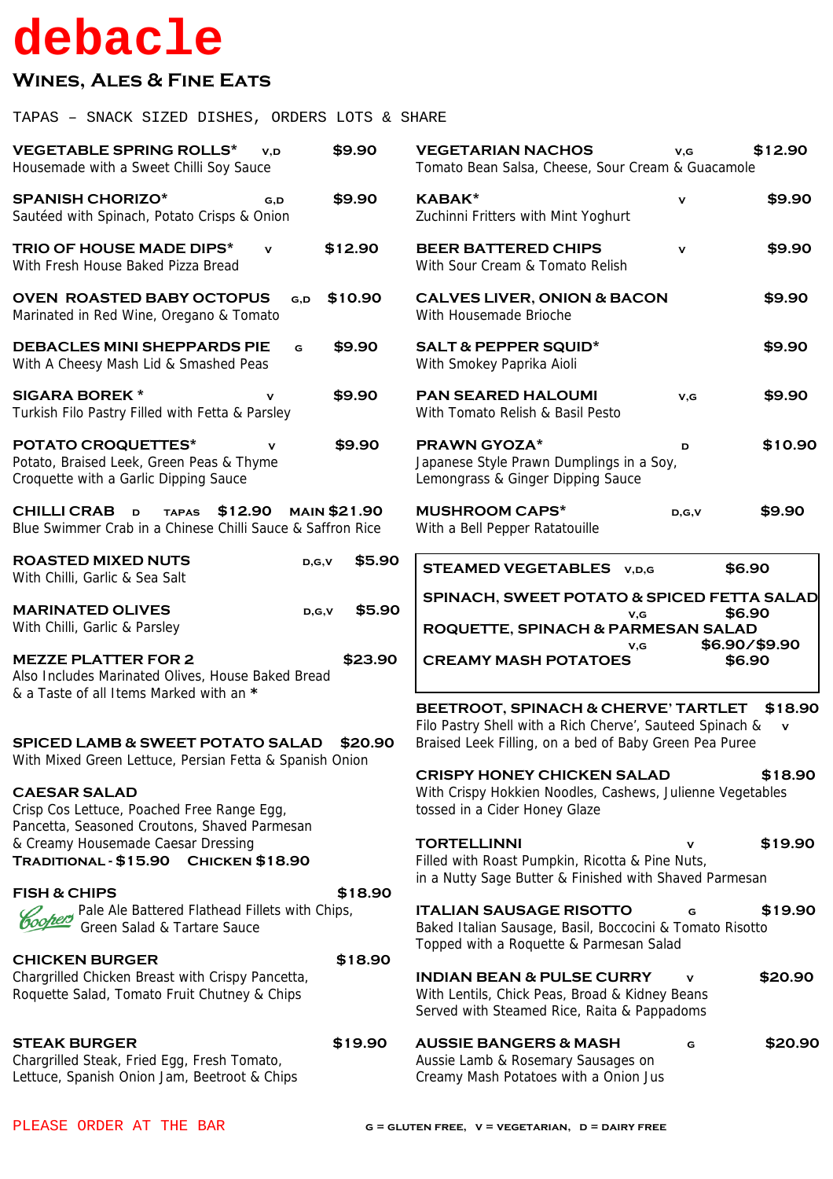# debacle

## Wines, Ales & Fine Eats

TAPAS – SNACK SIZED DISHES, ORDERS LOTS & SHARE

**VEGETABLE SPRING ROLLS*** V,D **$9.90**
Housemade with a Sweet Chilli Soy Sauce

**SPANISH CHORIZO*** G,D **$9.90**
Sautéed with Spinach, Potato Crisps & Onion

**TRIO OF HOUSE MADE DIPS*** V **$12.90**
With Fresh House Baked Pizza Bread

**OVEN ROASTED BABY OCTOPUS** G,D **$10.90**
Marinated in Red Wine, Oregano & Tomato

**DEBACLES MINI SHEPPARDS PIE** G **$9.90**
With A Cheesy Mash Lid & Smashed Peas

**SIGARA BOREK *** V **$9.90**
Turkish Filo Pastry Filled with Fetta & Parsley

**POTATO CROQUETTES*** V **$9.90**
Potato, Braised Leek, Green Peas & Thyme Croquette with a Garlic Dipping Sauce

**CHILLI CRAB** D TAPAS **$12.90** MAIN **$21.90**
Blue Swimmer Crab in a Chinese Chilli Sauce & Saffron Rice

**ROASTED MIXED NUTS** D,G,V **$5.90**
With Chilli, Garlic & Sea Salt

**MARINATED OLIVES** D,G,V **$5.90**
With Chilli, Garlic & Parsley

**MEZZE PLATTER FOR 2** **$23.90**
Also Includes Marinated Olives, House Baked Bread & a Taste of all Items Marked with an *

**VEGETARIAN NACHOS** V,G **$12.90**
Tomato Bean Salsa, Cheese, Sour Cream & Guacamole

**KABAK*** V **$9.90**
Zuchinni Fritters with Mint Yoghurt

**BEER BATTERED CHIPS** V **$9.90**
With Sour Cream & Tomato Relish

**CALVES LIVER, ONION & BACON** **$9.90**
With Housemade Brioche

**SALT & PEPPER SQUID*** **$9.90**
With Smokey Paprika Aioli

**PAN SEARED HALOUMI** V,G **$9.90**
With Tomato Relish & Basil Pesto

**PRAWN GYOZA*** D **$10.90**
Japanese Style Prawn Dumplings in a Soy, Lemongrass & Ginger Dipping Sauce

**MUSHROOM CAPS*** D,G,V **$9.90**
With a Bell Pepper Ratatouille

**STEAMED VEGETABLES** V,D,G **$6.90**

**SPINACH, SWEET POTATO & SPICED FETTA SALAD** V,G **$6.90**

**ROQUETTE, SPINACH & PARMESAN SALAD** V,G **$6.90/$9.90**

**CREAMY MASH POTATOES** **$6.90**

**SPICED LAMB & SWEET POTATO SALAD** **$20.90**
With Mixed Green Lettuce, Persian Fetta & Spanish Onion

**CAESAR SALAD**
Crisp Cos Lettuce, Poached Free Range Egg, Pancetta, Seasoned Croutons, Shaved Parmesan & Creamy Housemade Caesar Dressing
**TRADITIONAL - $15.90** **CHICKEN $18.90**

**FISH & CHIPS** **$18.90**
Coopers Pale Ale Battered Flathead Fillets with Chips, Green Salad & Tartare Sauce

**CHICKEN BURGER** **$18.90**
Chargrilled Chicken Breast with Crispy Pancetta, Roquette Salad, Tomato Fruit Chutney & Chips

**STEAK BURGER** **$19.90**
Chargrilled Steak, Fried Egg, Fresh Tomato, Lettuce, Spanish Onion Jam, Beetroot & Chips

**BEETROOT, SPINACH & CHERVE' TARTLET** V **$18.90**
Filo Pastry Shell with a Rich Cherve', Sauteed Spinach & Braised Leek Filling, on a bed of Baby Green Pea Puree

**CRISPY HONEY CHICKEN SALAD** **$18.90**
With Crispy Hokkien Noodles, Cashews, Julienne Vegetables tossed in a Cider Honey Glaze

**TORTELLINNI** V **$19.90**
Filled with Roast Pumpkin, Ricotta & Pine Nuts, in a Nutty Sage Butter & Finished with Shaved Parmesan

**ITALIAN SAUSAGE RISOTTO** G **$19.90**
Baked Italian Sausage, Basil, Boccocini & Tomato Risotto Topped with a Roquette & Parmesan Salad

**INDIAN BEAN & PULSE CURRY** V **$20.90**
With Lentils, Chick Peas, Broad & Kidney Beans Served with Steamed Rice, Raita & Pappadoms

**AUSSIE BANGERS & MASH** G **$20.90**
Aussie Lamb & Rosemary Sausages on Creamy Mash Potatoes with a Onion Jus

PLEASE ORDER AT THE BAR

G = GLUTEN FREE, V = VEGETARIAN, D = DAIRY FREE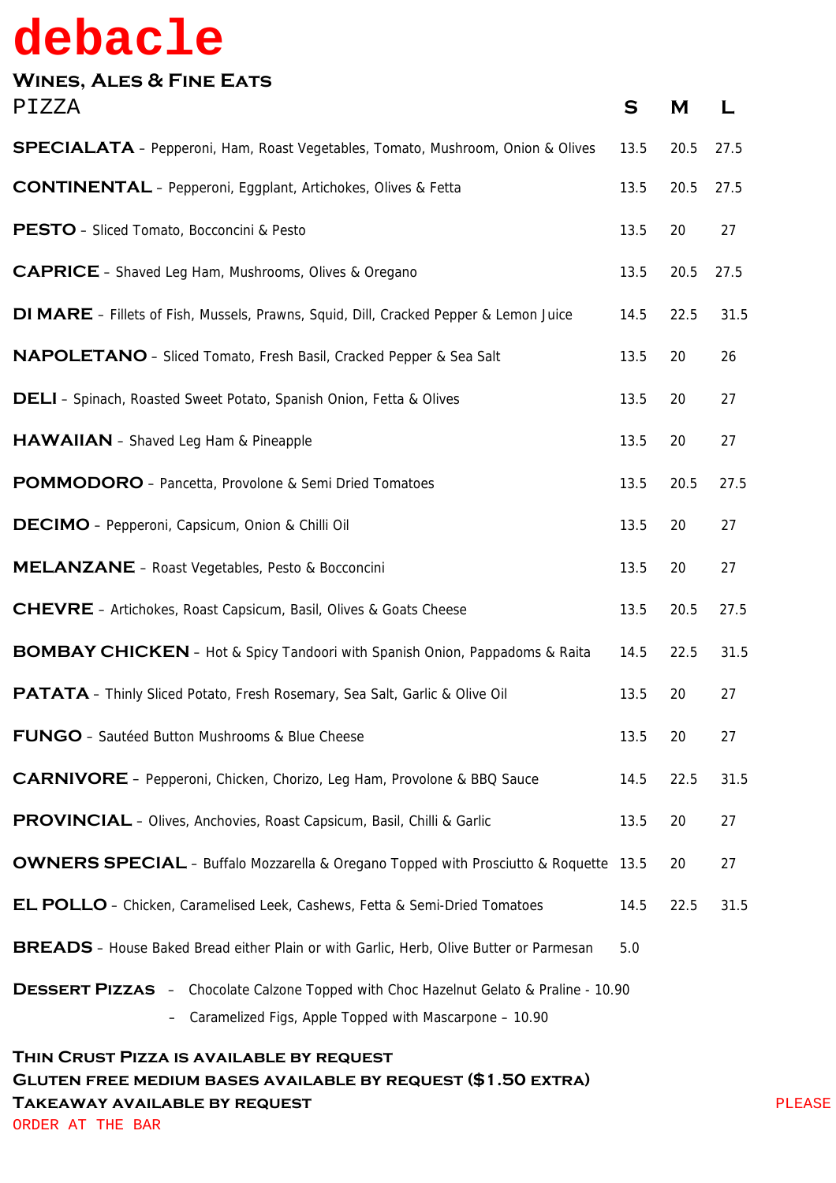# debacle

## Wines, Ales & Fine Eats

| PIZZA | S | M | L |
|---|---|---|---|
| **SPECIALATA** – Pepperoni, Ham, Roast Vegetables, Tomato, Mushroom, Onion & Olives | 13.5 | 20.5 | 27.5 |
| **CONTINENTAL** – Pepperoni, Eggplant, Artichokes, Olives & Fetta | 13.5 | 20.5 | 27.5 |
| **PESTO** – Sliced Tomato, Bocconcini & Pesto | 13.5 | 20 | 27 |
| **CAPRICE** – Shaved Leg Ham, Mushrooms, Olives & Oregano | 13.5 | 20.5 | 27.5 |
| **DI MARE** – Fillets of Fish, Mussels, Prawns, Squid, Dill, Cracked Pepper & Lemon Juice | 14.5 | 22.5 | 31.5 |
| **NAPOLETANO** – Sliced Tomato, Fresh Basil, Cracked Pepper & Sea Salt | 13.5 | 20 | 26 |
| **DELI** – Spinach, Roasted Sweet Potato, Spanish Onion, Fetta & Olives | 13.5 | 20 | 27 |
| **HAWAIIAN** – Shaved Leg Ham & Pineapple | 13.5 | 20 | 27 |
| **POMMODORO** – Pancetta, Provolone & Semi Dried Tomatoes | 13.5 | 20.5 | 27.5 |
| **DECIMO** – Pepperoni, Capsicum, Onion & Chilli Oil | 13.5 | 20 | 27 |
| **MELANZANE** – Roast Vegetables, Pesto & Bocconcini | 13.5 | 20 | 27 |
| **CHEVRE** – Artichokes, Roast Capsicum, Basil, Olives & Goats Cheese | 13.5 | 20.5 | 27.5 |
| **BOMBAY CHICKEN** – Hot & Spicy Tandoori with Spanish Onion, Pappadoms & Raita | 14.5 | 22.5 | 31.5 |
| **PATATA** – Thinly Sliced Potato, Fresh Rosemary, Sea Salt, Garlic & Olive Oil | 13.5 | 20 | 27 |
| **FUNGO** – Sautéed Button Mushrooms & Blue Cheese | 13.5 | 20 | 27 |
| **CARNIVORE** – Pepperoni, Chicken, Chorizo, Leg Ham, Provolone & BBQ Sauce | 14.5 | 22.5 | 31.5 |
| **PROVINCIAL** – Olives, Anchovies, Roast Capsicum, Basil, Chilli & Garlic | 13.5 | 20 | 27 |
| **OWNERS SPECIAL** – Buffalo Mozzarella & Oregano Topped with Prosciutto & Roquette | 13.5 | 20 | 27 |
| **EL POLLO** – Chicken, Caramelised Leek, Cashews, Fetta & Semi-Dried Tomatoes | 14.5 | 22.5 | 31.5 |
| **BREADS** – House Baked Bread either Plain or with Garlic, Herb, Olive Butter or Parmesan | 5.0 | | |

**Dessert Pizzas** – Chocolate Calzone Topped with Choc Hazelnut Gelato & Praline - 10.90

– Caramelized Figs, Apple Topped with Mascarpone – 10.90

**Thin Crust Pizza is available by request**

**Gluten free medium bases available by request ($1.50 extra)**

**Takeaway available by request**

PLEASE ORDER AT THE BAR